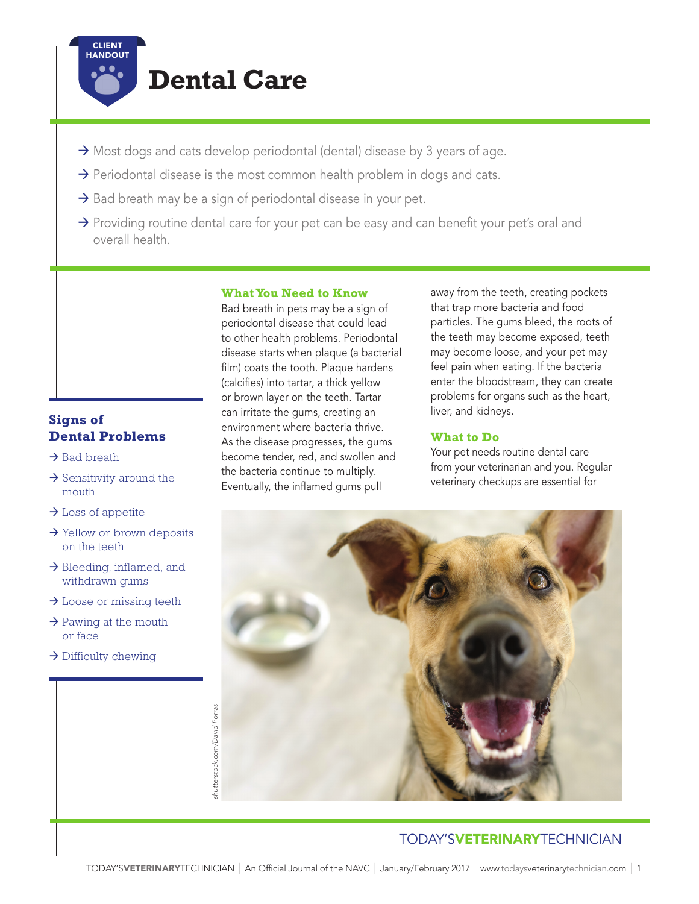CLIENT HANDOUT

# Dental Care

- Most dogs and cats develop periodontal (dental) disease by 3 years of age.
- Periodontal disease is the most common health problem in dogs and cats.
- Bad breath may be a sign of periodontal disease in your pet.
- Providing routine dental care for your pet can be easy and can benefit your pet's oral and overall health.

## What You Need to Know

Bad breath in pets may be a sign of periodontal disease that could lead to other health problems. Periodontal disease starts when plaque (a bacterial film) coats the tooth. Plaque hardens (calcifies) into tartar, a thick yellow or brown layer on the teeth. Tartar can irritate the gums, creating an environment where bacteria thrive. As the disease progresses, the gums become tender, red, and swollen and the bacteria continue to multiply. Eventually, the inflamed gums pull away from the teeth, creating pockets that trap more bacteria and food particles. The gums bleed, the roots of the teeth may become exposed, teeth may become loose, and your pet may feel pain when eating. If the bacteria enter the bloodstream, they can create problems for organs such as the heart, liver, and kidneys.

## What to Do

Your pet needs routine dental care from your veterinarian and you. Regular veterinary checkups are essential for

## Signs of Dental Problems

- Bad breath
- Sensitivity around the mouth
- Loss of appetite
- Yellow or brown deposits on the teeth
- Bleeding, inflamed, and withdrawn gums
- Loose or missing teeth
- Pawing at the mouth or face
- Difficulty chewing

*shutterstock.com/David Porras*

TODAY'S**VETERINARY**TECHNICIAN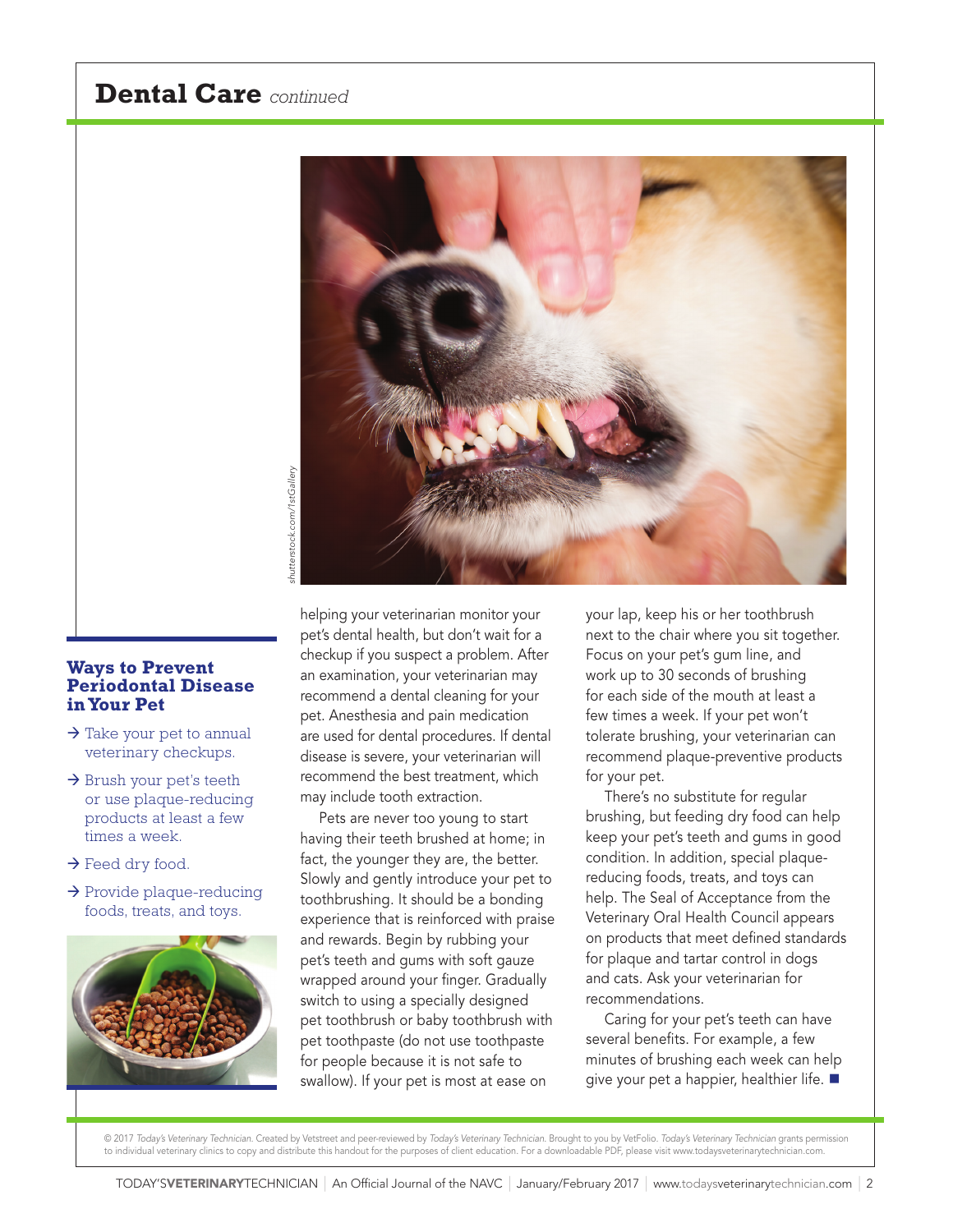## Dental Care *continued*

shutterstock.com/1stGallery

helping your veterinarian monitor your pet's dental health, but don't wait for a checkup if you suspect a problem. After an examination, your veterinarian may recommend a dental cleaning for your pet. Anesthesia and pain medication are used for dental procedures. If dental disease is severe, your veterinarian will recommend the best treatment, which may include tooth extraction.

Pets are never too young to start having their teeth brushed at home; in fact, the younger they are, the better. Slowly and gently introduce your pet to toothbrushing. It should be a bonding experience that is reinforced with praise and rewards. Begin by rubbing your pet's teeth and gums with soft gauze wrapped around your finger. Gradually switch to using a specially designed pet toothbrush or baby toothbrush with pet toothpaste (do not use toothpaste for people because it is not safe to swallow). If your pet is most at ease on your lap, keep his or her toothbrush next to the chair where you sit together. Focus on your pet's gum line, and work up to 30 seconds of brushing for each side of the mouth at least a few times a week. If your pet won't tolerate brushing, your veterinarian can recommend plaque-preventive products for your pet.

There's no substitute for regular brushing, but feeding dry food can help keep your pet's teeth and gums in good condition. In addition, special plaque-reducing foods, treats, and toys can help. The Seal of Acceptance from the Veterinary Oral Health Council appears on products that meet defined standards for plaque and tartar control in dogs and cats. Ask your veterinarian for recommendations.

Caring for your pet's teeth can have several benefits. For example, a few minutes of brushing each week can help give your pet a happier, healthier life. ■

### Ways to Prevent Periodontal Disease in Your Pet

- → Take your pet to annual veterinary checkups.
- → Brush your pet's teeth or use plaque-reducing products at least a few times a week.
- → Feed dry food.
- → Provide plaque-reducing foods, treats, and toys.

© 2017 *Today's Veterinary Technician*. Created by Vetstreet and peer-reviewed by *Today's Veterinary Technician*. Brought to you by VetFolio. *Today's Veterinary Technician* grants permission to individual veterinary clinics to copy and distribute this handout for the purposes of client education. For a downloadable PDF, please visit www.todaysveterinarytechnician.com.